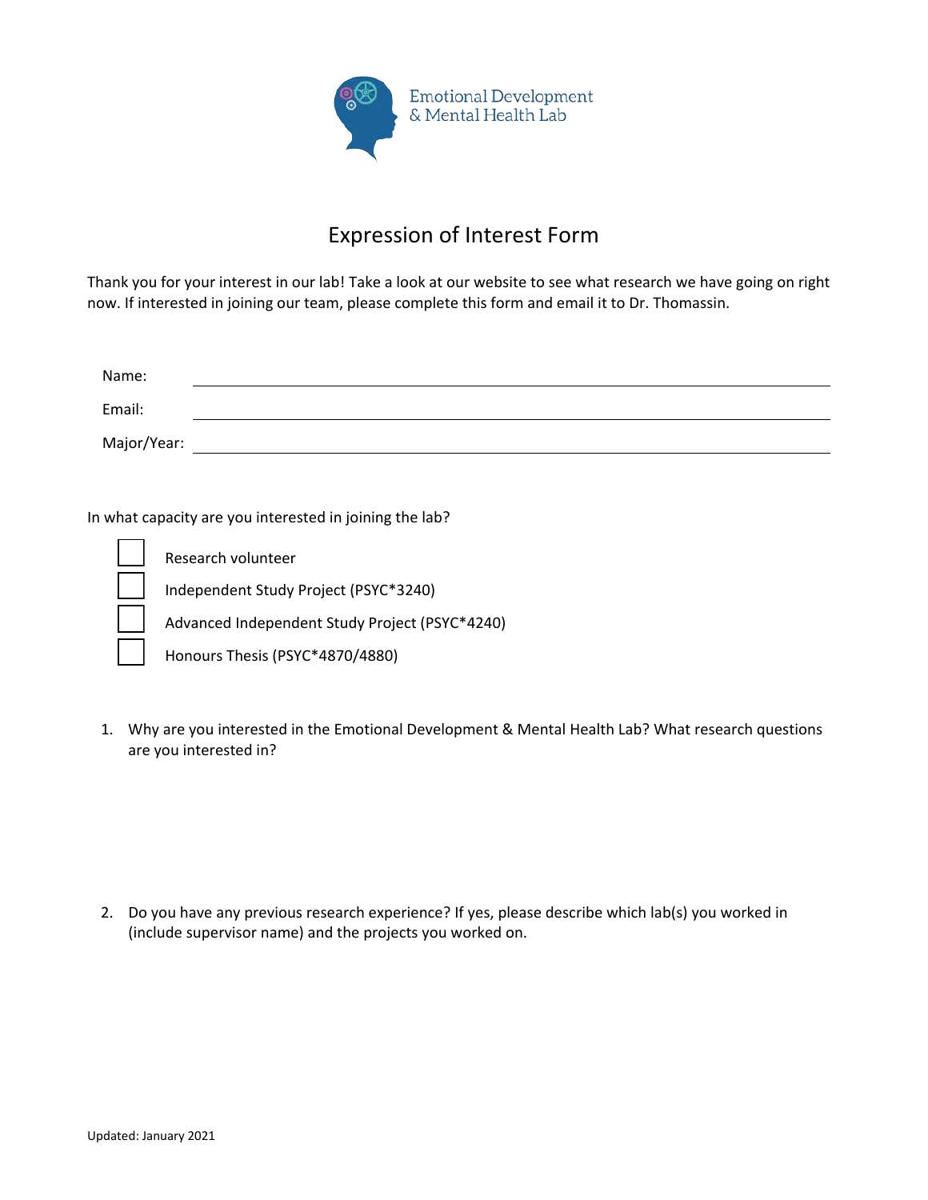Emotional Development & Mental Health Lab

# Expression of Interest Form

Thank you for your interest in our lab! Take a look at our website to see what research we have going on right now. If interested in joining our team, please complete this form and email it to Dr. Thomassin.

Name: \_\_\_\_\_\_\_\_\_\_\_\_\_\_\_\_\_\_\_\_\_\_\_\_\_\_\_\_\_\_

Email: \_\_\_\_\_\_\_\_\_\_\_\_\_\_\_\_\_\_\_\_\_\_\_\_\_\_\_\_\_\_

Major/Year: \_\_\_\_\_\_\_\_\_\_\_\_\_\_\_\_\_\_\_\_\_\_\_\_\_\_\_\_\_\_

In what capacity are you interested in joining the lab?

- [ ] Research volunteer
- [ ] Independent Study Project (PSYC*3240)
- [ ] Advanced Independent Study Project (PSYC*4240)
- [ ] Honours Thesis (PSYC*4870/4880)

1. Why are you interested in the Emotional Development & Mental Health Lab? What research questions are you interested in?

2. Do you have any previous research experience? If yes, please describe which lab(s) you worked in (include supervisor name) and the projects you worked on.

Updated: January 2021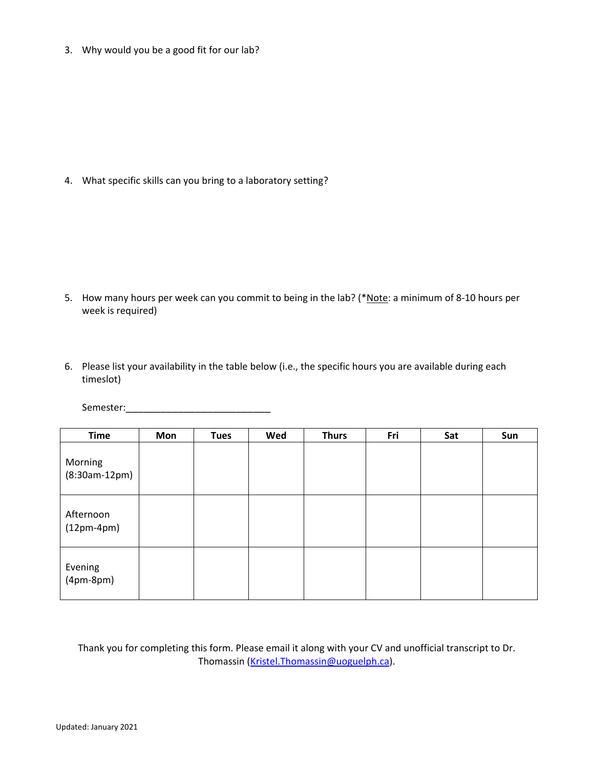3. Why would you be a good fit for our lab?

4. What specific skills can you bring to a laboratory setting?

5. How many hours per week can you commit to being in the lab? (*Note: a minimum of 8-10 hours per week is required)

6. Please list your availability in the table below (i.e., the specific hours you are available during each timeslot)

Semester:___________________________

| Time | Mon | Tues | Wed | Thurs | Fri | Sat | Sun |
|---|---|---|---|---|---|---|---|
| Morning (8:30am-12pm) | | | | | | | |
| Afternoon (12pm-4pm) | | | | | | | |
| Evening (4pm-8pm) | | | | | | | |

Thank you for completing this form. Please email it along with your CV and unofficial transcript to Dr. Thomassin (Kristel.Thomassin@uoguelph.ca).

Updated: January 2021